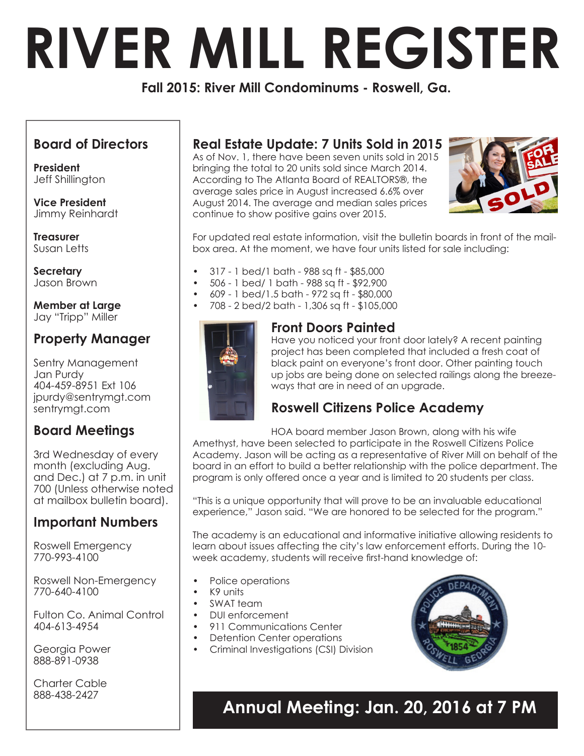# RIVER MILL REGISTER

**Fall 2015: River Mill Condominums - Roswell, Ga.**

## Board of Directors

**President**
Jeff Shillington

**Vice President**
Jimmy Reinhardt

**Treasurer**
Susan Letts

**Secretary**
Jason Brown

**Member at Large**
Jay "Tripp" Miller

## Property Manager

Sentry Management
Jan Purdy
404-459-8951 Ext 106
jpurdy@sentrymgt.com
sentrymgt.com

## Board Meetings

3rd Wednesday of every month (excluding Aug. and Dec.) at 7 p.m. in unit 700 (Unless otherwise noted at mailbox bulletin board).

## Important Numbers

Roswell Emergency
770-993-4100

Roswell Non-Emergency
770-640-4100

Fulton Co. Animal Control
404-613-4954

Georgia Power
888-891-0938

Charter Cable
888-438-2427

## Real Estate Update: 7 Units Sold in 2015

As of Nov. 1, there have been seven units sold in 2015 bringing the total to 20 units sold since March 2014. According to The Atlanta Board of REALTORS®, the average sales price in August increased 6.6% over August 2014. The average and median sales prices continue to show positive gains over 2015.

For updated real estate information, visit the bulletin boards in front of the mailbox area. At the moment, we have four units listed for sale including:

- 317 - 1 bed/1 bath - 988 sq ft - $85,000
- 506 - 1 bed/ 1 bath - 988 sq ft - $92,900
- 609 - 1 bed/1.5 bath - 972 sq ft - $80,000
- 708 - 2 bed/2 bath - 1,306 sq ft - $105,000

## Front Doors Painted

Have you noticed your front door lately? A recent painting project has been completed that included a fresh coat of black paint on everyone's front door. Other painting touch up jobs are being done on selected railings along the breezeways that are in need of an upgrade.

## Roswell Citizens Police Academy

HOA board member Jason Brown, along with his wife Amethyst, have been selected to participate in the Roswell Citizens Police Academy. Jason will be acting as a representative of River Mill on behalf of the board in an effort to build a better relationship with the police department. The program is only offered once a year and is limited to 20 students per class.

"This is a unique opportunity that will prove to be an invaluable educational experience," Jason said. "We are honored to be selected for the program."

The academy is an educational and informative initiative allowing residents to learn about issues affecting the city's law enforcement efforts. During the 10-week academy, students will receive first-hand knowledge of:

- Police operations
- K9 units
- SWAT team
- DUI enforcement
- 911 Communications Center
- Detention Center operations
- Criminal Investigations (CSI) Division

## Annual Meeting: Jan. 20, 2016 at 7 PM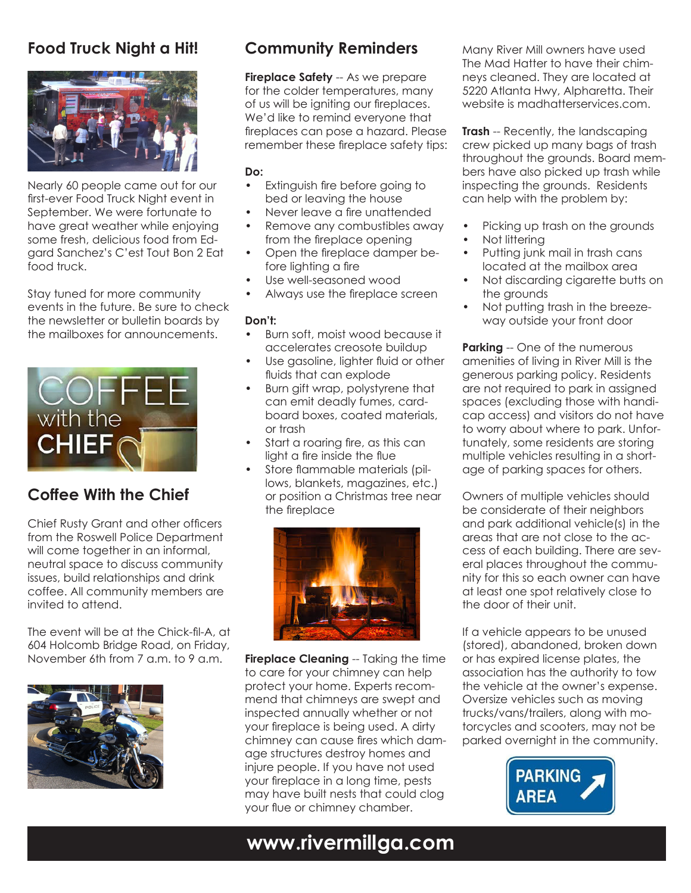## Food Truck Night a Hit!

Nearly 60 people came out for our first-ever Food Truck Night event in September. We were fortunate to have great weather while enjoying some fresh, delicious food from Edgard Sanchez's C'est Tout Bon 2 Eat food truck.

Stay tuned for more community events in the future. Be sure to check the newsletter or bulletin boards by the mailboxes for announcements.

## Coffee With the Chief

Chief Rusty Grant and other officers from the Roswell Police Department will come together in an informal, neutral space to discuss community issues, build relationships and drink coffee. All community members are invited to attend.

The event will be at the Chick-fil-A, at 604 Holcomb Bridge Road, on Friday, November 6th from 7 a.m. to 9 a.m.

## Community Reminders

**Fireplace Safety** -- As we prepare for the colder temperatures, many of us will be igniting our fireplaces. We'd like to remind everyone that fireplaces can pose a hazard. Please remember these fireplace safety tips:

**Do:**

- Extinguish fire before going to bed or leaving the house
- Never leave a fire unattended
- Remove any combustibles away from the fireplace opening
- Open the fireplace damper before lighting a fire
- Use well-seasoned wood
- Always use the fireplace screen

**Don't:**

- Burn soft, moist wood because it accelerates creosote buildup
- Use gasoline, lighter fluid or other fluids that can explode
- Burn gift wrap, polystyrene that can emit deadly fumes, cardboard boxes, coated materials, or trash
- Start a roaring fire, as this can light a fire inside the flue
- Store flammable materials (pillows, blankets, magazines, etc.) or position a Christmas tree near the fireplace

**Fireplace Cleaning** -- Taking the time to care for your chimney can help protect your home. Experts recommend that chimneys are swept and inspected annually whether or not your fireplace is being used. A dirty chimney can cause fires which damage structures destroy homes and injure people. If you have not used your fireplace in a long time, pests may have built nests that could clog your flue or chimney chamber.

Many River Mill owners have used The Mad Hatter to have their chimneys cleaned. They are located at 5220 Atlanta Hwy, Alpharetta. Their website is madhatterservices.com.

**Trash** -- Recently, the landscaping crew picked up many bags of trash throughout the grounds. Board members have also picked up trash while inspecting the grounds. Residents can help with the problem by:

- Picking up trash on the grounds
- Not littering
- Putting junk mail in trash cans located at the mailbox area
- Not discarding cigarette butts on the grounds
- Not putting trash in the breezeway outside your front door

**Parking** -- One of the numerous amenities of living in River Mill is the generous parking policy. Residents are not required to park in assigned spaces (excluding those with handicap access) and visitors do not have to worry about where to park. Unfortunately, some residents are storing multiple vehicles resulting in a shortage of parking spaces for others.

Owners of multiple vehicles should be considerate of their neighbors and park additional vehicle(s) in the areas that are not close to the access of each building. There are several places throughout the community for this so each owner can have at least one spot relatively close to the door of their unit.

If a vehicle appears to be unused (stored), abandoned, broken down or has expired license plates, the association has the authority to tow the vehicle at the owner's expense. Oversize vehicles such as moving trucks/vans/trailers, along with motorcycles and scooters, may not be parked overnight in the community.

**www.rivermillga.com**